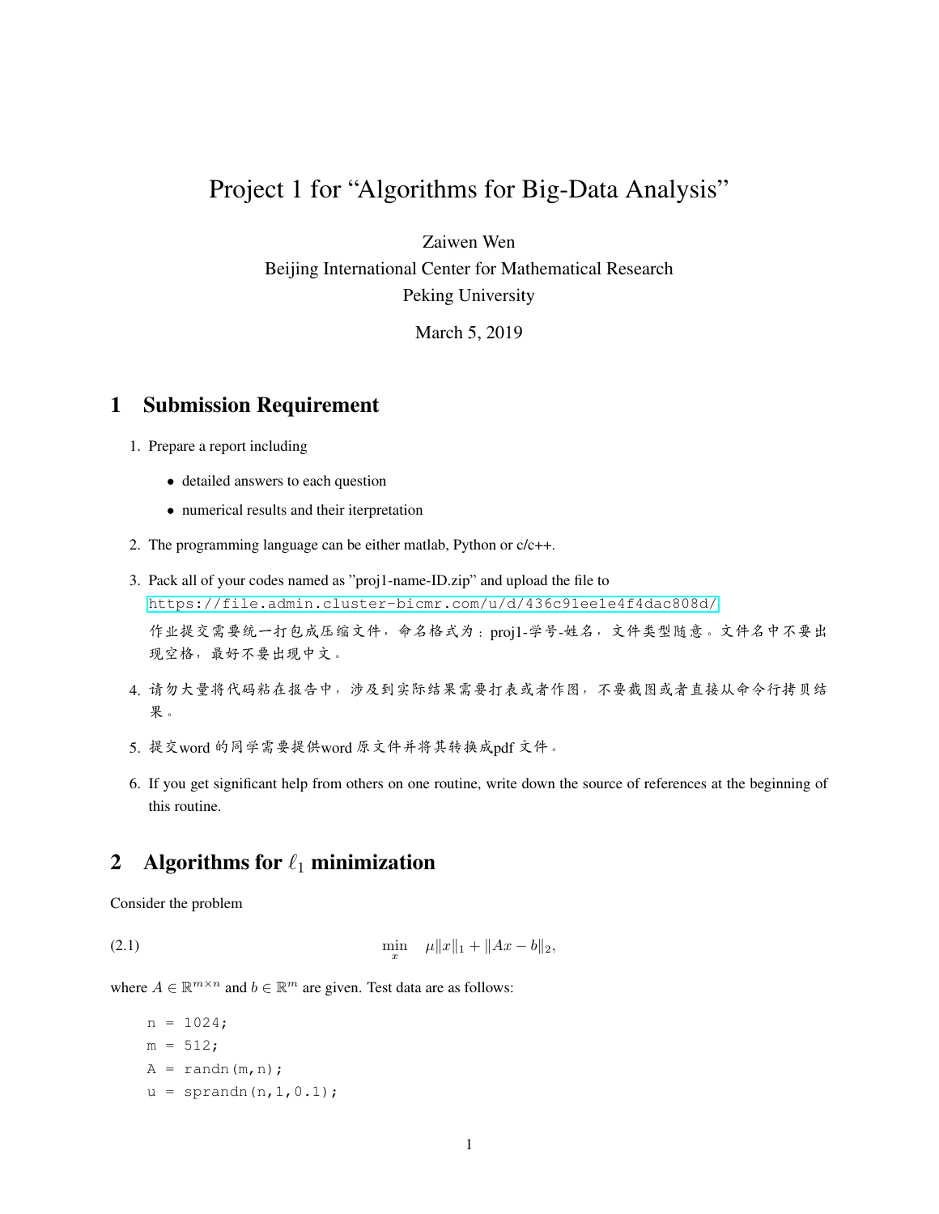# Project 1 for "Algorithms for Big-Data Analysis"

Zaiwen Wen
Beijing International Center for Mathematical Research
Peking University

March 5, 2019

## 1 Submission Requirement

1. Prepare a report including
   - detailed answers to each question
   - numerical results and their iterpretation
2. The programming language can be either matlab, Python or c/c++.
3. Pack all of your codes named as "proj1-name-ID.zip" and upload the file to https://file.admin.cluster-bicmr.com/u/d/436c91ee1e4f4dac808d/
   作业提交需要统一打包成压缩文件，命名格式为：proj1-学号-姓名，文件类型随意。文件名中不要出现空格，最好不要出现中文。
4. 请勿大量将代码粘在报告中，涉及到实际结果需要打表或者作图，不要截图或者直接从命令行拷贝结果。
5. 提交word 的同学需要提供word 原文件并将其转换成pdf 文件。
6. If you get significant help from others on one routine, write down the source of references at the beginning of this routine.

## 2 Algorithms for $\ell_1$ minimization

Consider the problem

$$\min_{x} \quad \mu\|x\|_1 + \|Ax - b\|_2, \tag{2.1}$$

where $A \in \mathbb{R}^{m\times n}$ and $b \in \mathbb{R}^m$ are given. Test data are as follows:

```
n = 1024;
m = 512;
A = randn(m,n);
u = sprandn(n,1,0.1);
```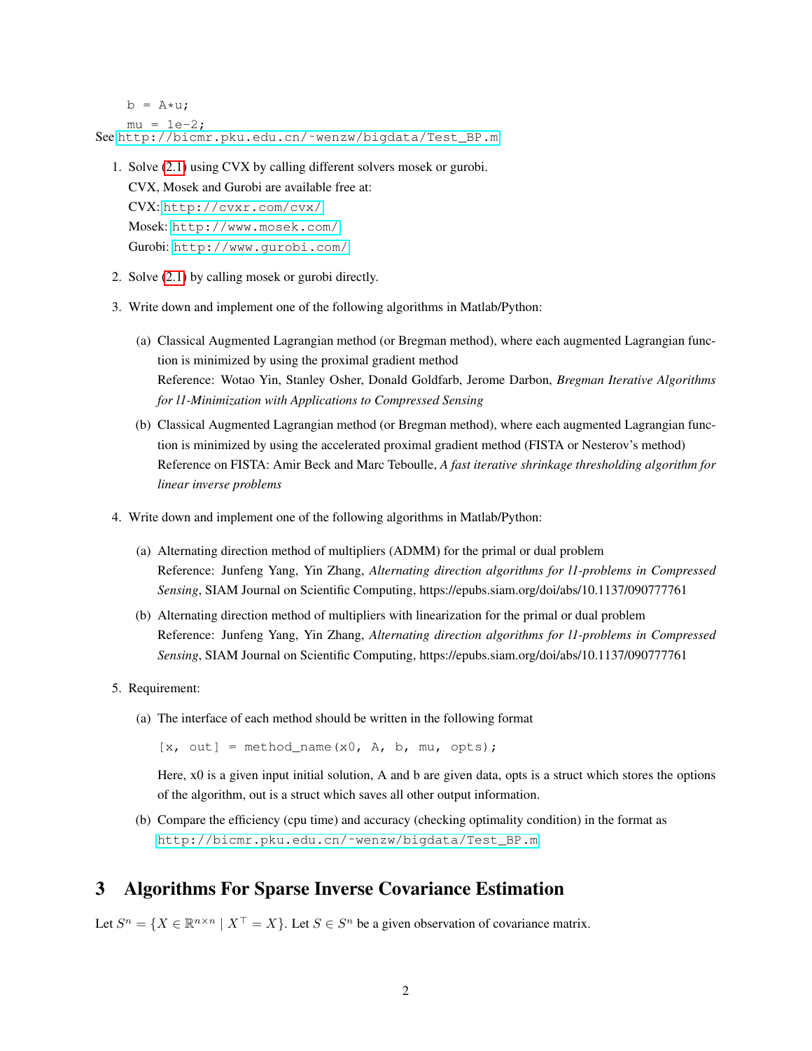```
b = A*u;
mu = 1e-2;
```

See http://bicmr.pku.edu.cn/~wenzw/bigdata/Test_BP.m

1. Solve (2.1) using CVX by calling different solvers mosek or gurobi.
   CVX, Mosek and Gurobi are available free at:
   CVX: http://cvxr.com/cvx/
   Mosek: http://www.mosek.com/
   Gurobi: http://www.gurobi.com/

2. Solve (2.1) by calling mosek or gurobi directly.

3. Write down and implement one of the following algorithms in Matlab/Python:

   (a) Classical Augmented Lagrangian method (or Bregman method), where each augmented Lagrangian function is minimized by using the proximal gradient method
   Reference: Wotao Yin, Stanley Osher, Donald Goldfarb, Jerome Darbon, *Bregman Iterative Algorithms for l1-Minimization with Applications to Compressed Sensing*

   (b) Classical Augmented Lagrangian method (or Bregman method), where each augmented Lagrangian function is minimized by using the accelerated proximal gradient method (FISTA or Nesterov's method)
   Reference on FISTA: Amir Beck and Marc Teboulle, *A fast iterative shrinkage thresholding algorithm for linear inverse problems*

4. Write down and implement one of the following algorithms in Matlab/Python:

   (a) Alternating direction method of multipliers (ADMM) for the primal or dual problem
   Reference: Junfeng Yang, Yin Zhang, *Alternating direction algorithms for l1-problems in Compressed Sensing*, SIAM Journal on Scientific Computing, https://epubs.siam.org/doi/abs/10.1137/090777761

   (b) Alternating direction method of multipliers with linearization for the primal or dual problem
   Reference: Junfeng Yang, Yin Zhang, *Alternating direction algorithms for l1-problems in Compressed Sensing*, SIAM Journal on Scientific Computing, https://epubs.siam.org/doi/abs/10.1137/090777761

5. Requirement:

   (a) The interface of each method should be written in the following format

   ```
   [x, out] = method_name(x0, A, b, mu, opts);
   ```

   Here, x0 is a given input initial solution, A and b are given data, opts is a struct which stores the options of the algorithm, out is a struct which saves all other output information.

   (b) Compare the efficiency (cpu time) and accuracy (checking optimality condition) in the format as http://bicmr.pku.edu.cn/~wenzw/bigdata/Test_BP.m

# 3 Algorithms For Sparse Inverse Covariance Estimation

Let $S^n = \{X \in \mathbb{R}^{n\times n} \mid X^\top = X\}$. Let $S \in S^n$ be a given observation of covariance matrix.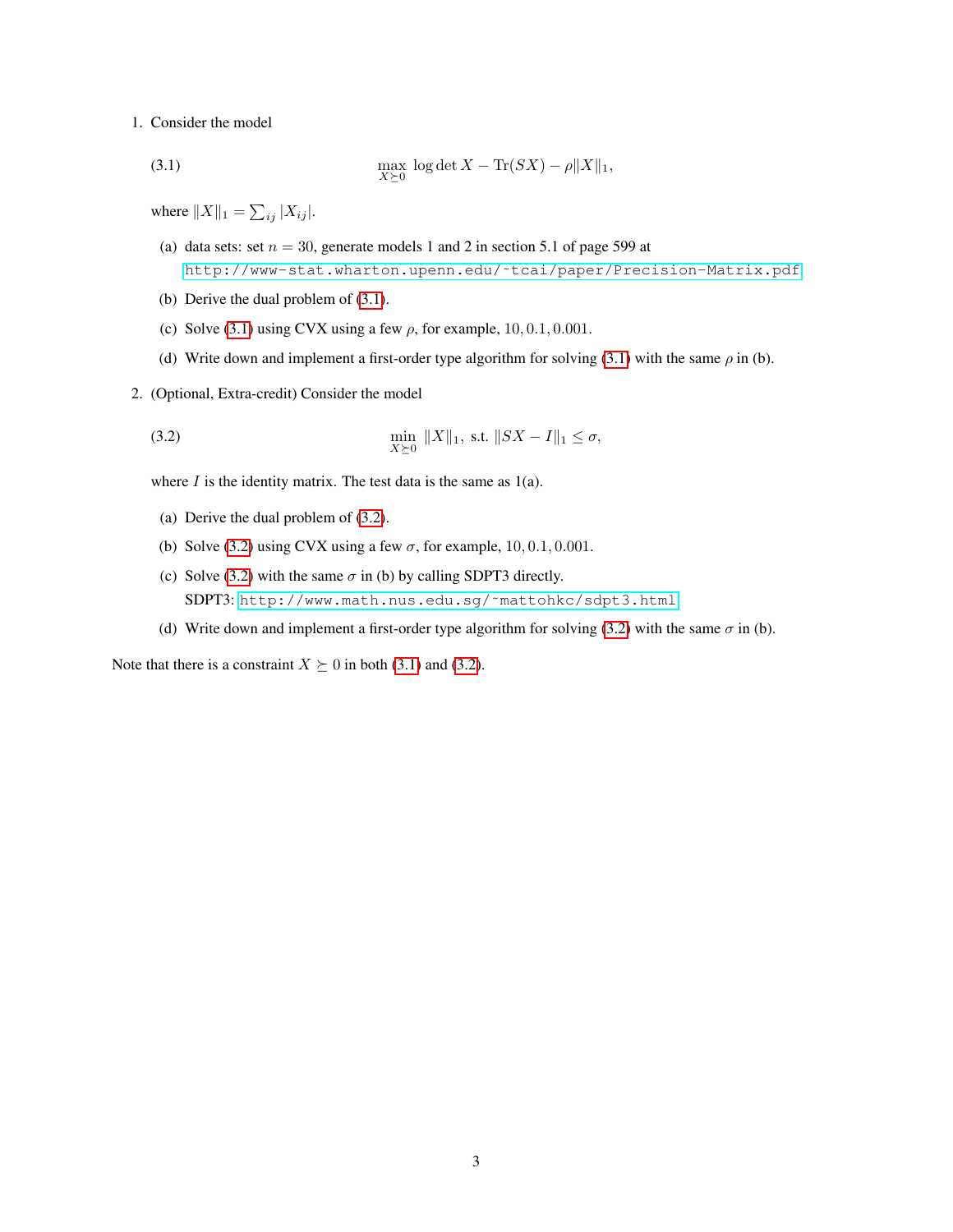1. Consider the model

$$\max_{X \succeq 0} \; \log\det X - \mathrm{Tr}(SX) - \rho\|X\|_1, \tag{3.1}$$

   where $\|X\|_1 = \sum_{ij} |X_{ij}|$.

   (a) data sets: set $n = 30$, generate models 1 and 2 in section 5.1 of page 599 at http://www-stat.wharton.upenn.edu/~tcai/paper/Precision-Matrix.pdf

   (b) Derive the dual problem of (3.1).

   (c) Solve (3.1) using CVX using a few $\rho$, for example, $10, 0.1, 0.001$.

   (d) Write down and implement a first-order type algorithm for solving (3.1) with the same $\rho$ in (b).

2. (Optional, Extra-credit) Consider the model

$$\min_{X \succeq 0} \; \|X\|_1, \; \text{s.t.} \; \|SX - I\|_1 \leq \sigma, \tag{3.2}$$

   where $I$ is the identity matrix. The test data is the same as 1(a).

   (a) Derive the dual problem of (3.2).

   (b) Solve (3.2) using CVX using a few $\sigma$, for example, $10, 0.1, 0.001$.

   (c) Solve (3.2) with the same $\sigma$ in (b) by calling SDPT3 directly.
   SDPT3: http://www.math.nus.edu.sg/~mattohkc/sdpt3.html

   (d) Write down and implement a first-order type algorithm for solving (3.2) with the same $\sigma$ in (b).

Note that there is a constraint $X \succeq 0$ in both (3.1) and (3.2).